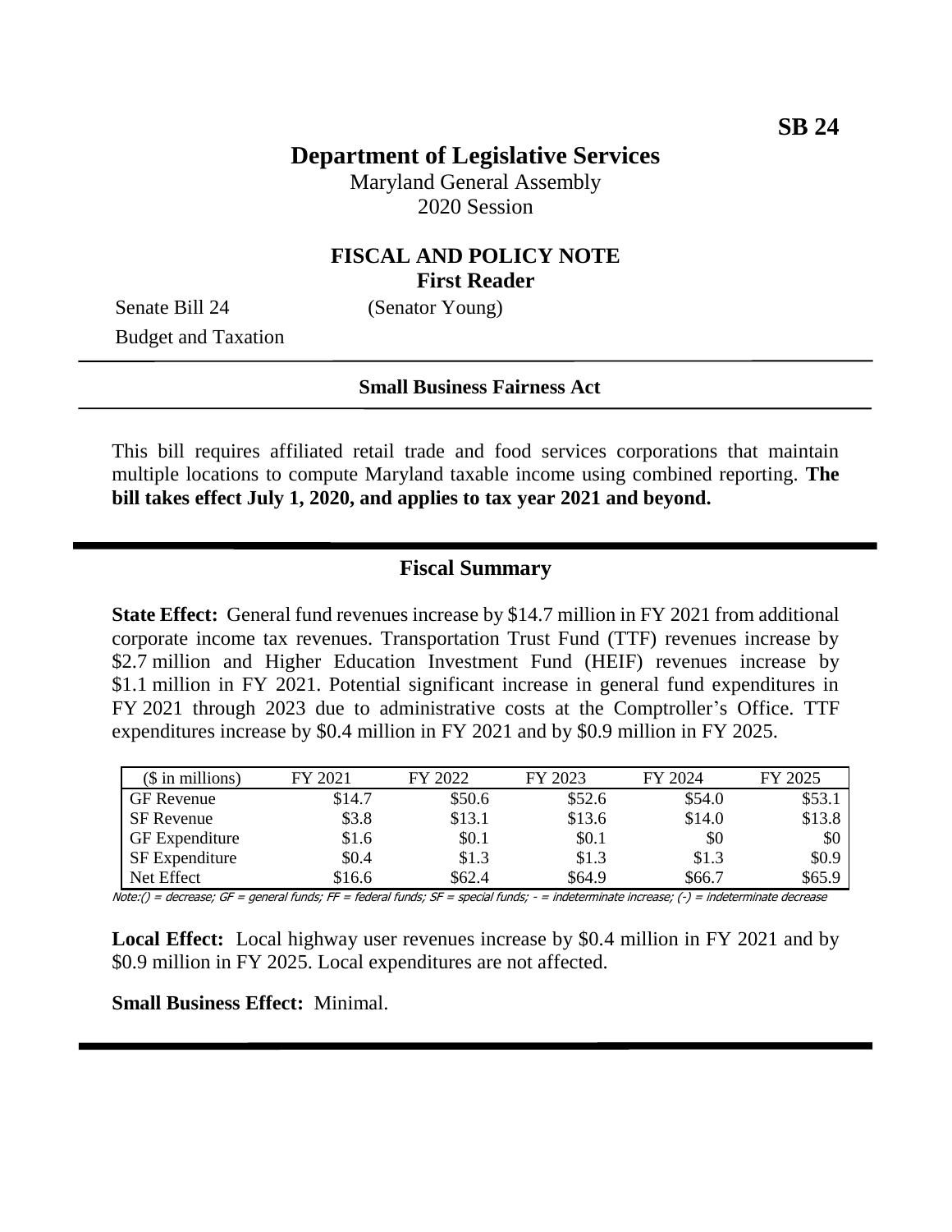**SB 24**

# Department of Legislative Services

Maryland General Assembly
2020 Session

## FISCAL AND POLICY NOTE
**First Reader**

Senate Bill 24 (Senator Young)
Budget and Taxation

**Small Business Fairness Act**

This bill requires affiliated retail trade and food services corporations that maintain multiple locations to compute Maryland taxable income using combined reporting. **The bill takes effect July 1, 2020, and applies to tax year 2021 and beyond.**

## Fiscal Summary

**State Effect:** General fund revenues increase by $14.7 million in FY 2021 from additional corporate income tax revenues. Transportation Trust Fund (TTF) revenues increase by $2.7 million and Higher Education Investment Fund (HEIF) revenues increase by $1.1 million in FY 2021. Potential significant increase in general fund expenditures in FY 2021 through 2023 due to administrative costs at the Comptroller's Office. TTF expenditures increase by $0.4 million in FY 2021 and by $0.9 million in FY 2025.

| ($ in millions) | FY 2021 | FY 2022 | FY 2023 | FY 2024 | FY 2025 |
|---|---|---|---|---|---|
| GF Revenue | $14.7 | $50.6 | $52.6 | $54.0 | $53.1 |
| SF Revenue | $3.8 | $13.1 | $13.6 | $14.0 | $13.8 |
| GF Expenditure | $1.6 | $0.1 | $0.1 | $0 | $0 |
| SF Expenditure | $0.4 | $1.3 | $1.3 | $1.3 | $0.9 |
| Net Effect | $16.6 | $62.4 | $64.9 | $66.7 | $65.9 |

Note:() = decrease; GF = general funds; FF = federal funds; SF = special funds; - = indeterminate increase; (-) = indeterminate decrease

**Local Effect:** Local highway user revenues increase by $0.4 million in FY 2021 and by $0.9 million in FY 2025. Local expenditures are not affected.

**Small Business Effect:** Minimal.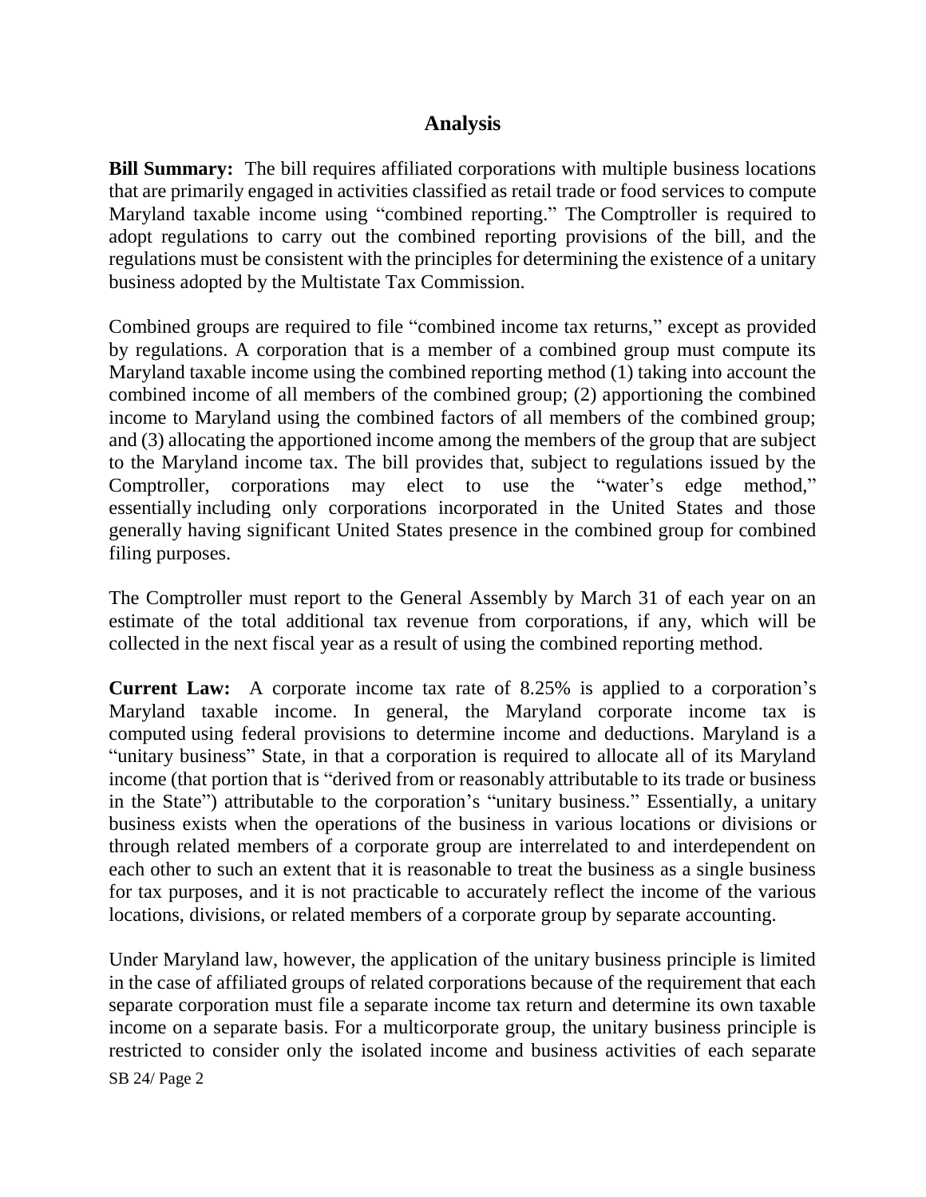## Analysis

**Bill Summary:** The bill requires affiliated corporations with multiple business locations that are primarily engaged in activities classified as retail trade or food services to compute Maryland taxable income using "combined reporting." The Comptroller is required to adopt regulations to carry out the combined reporting provisions of the bill, and the regulations must be consistent with the principles for determining the existence of a unitary business adopted by the Multistate Tax Commission.

Combined groups are required to file "combined income tax returns," except as provided by regulations. A corporation that is a member of a combined group must compute its Maryland taxable income using the combined reporting method (1) taking into account the combined income of all members of the combined group; (2) apportioning the combined income to Maryland using the combined factors of all members of the combined group; and (3) allocating the apportioned income among the members of the group that are subject to the Maryland income tax. The bill provides that, subject to regulations issued by the Comptroller, corporations may elect to use the "water's edge method," essentially including only corporations incorporated in the United States and those generally having significant United States presence in the combined group for combined filing purposes.

The Comptroller must report to the General Assembly by March 31 of each year on an estimate of the total additional tax revenue from corporations, if any, which will be collected in the next fiscal year as a result of using the combined reporting method.

**Current Law:** A corporate income tax rate of 8.25% is applied to a corporation's Maryland taxable income. In general, the Maryland corporate income tax is computed using federal provisions to determine income and deductions. Maryland is a "unitary business" State, in that a corporation is required to allocate all of its Maryland income (that portion that is "derived from or reasonably attributable to its trade or business in the State") attributable to the corporation's "unitary business." Essentially, a unitary business exists when the operations of the business in various locations or divisions or through related members of a corporate group are interrelated to and interdependent on each other to such an extent that it is reasonable to treat the business as a single business for tax purposes, and it is not practicable to accurately reflect the income of the various locations, divisions, or related members of a corporate group by separate accounting.

Under Maryland law, however, the application of the unitary business principle is limited in the case of affiliated groups of related corporations because of the requirement that each separate corporation must file a separate income tax return and determine its own taxable income on a separate basis. For a multicorporate group, the unitary business principle is restricted to consider only the isolated income and business activities of each separate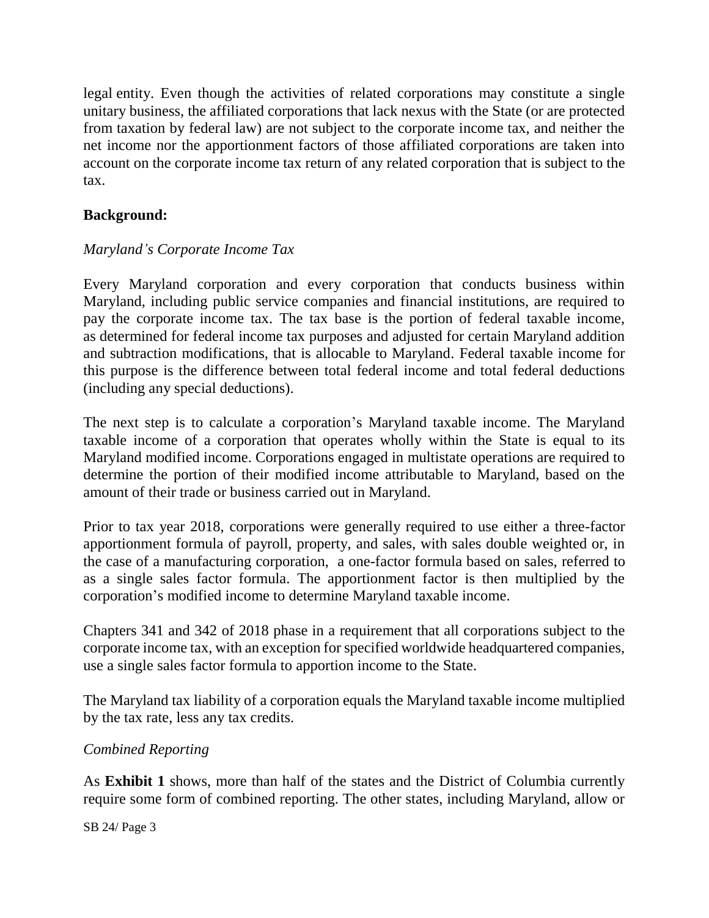legal entity. Even though the activities of related corporations may constitute a single unitary business, the affiliated corporations that lack nexus with the State (or are protected from taxation by federal law) are not subject to the corporate income tax, and neither the net income nor the apportionment factors of those affiliated corporations are taken into account on the corporate income tax return of any related corporation that is subject to the tax.

**Background:**

*Maryland's Corporate Income Tax*

Every Maryland corporation and every corporation that conducts business within Maryland, including public service companies and financial institutions, are required to pay the corporate income tax. The tax base is the portion of federal taxable income, as determined for federal income tax purposes and adjusted for certain Maryland addition and subtraction modifications, that is allocable to Maryland. Federal taxable income for this purpose is the difference between total federal income and total federal deductions (including any special deductions).

The next step is to calculate a corporation's Maryland taxable income. The Maryland taxable income of a corporation that operates wholly within the State is equal to its Maryland modified income. Corporations engaged in multistate operations are required to determine the portion of their modified income attributable to Maryland, based on the amount of their trade or business carried out in Maryland.

Prior to tax year 2018, corporations were generally required to use either a three-factor apportionment formula of payroll, property, and sales, with sales double weighted or, in the case of a manufacturing corporation, a one-factor formula based on sales, referred to as a single sales factor formula. The apportionment factor is then multiplied by the corporation's modified income to determine Maryland taxable income.

Chapters 341 and 342 of 2018 phase in a requirement that all corporations subject to the corporate income tax, with an exception for specified worldwide headquartered companies, use a single sales factor formula to apportion income to the State.

The Maryland tax liability of a corporation equals the Maryland taxable income multiplied by the tax rate, less any tax credits.

*Combined Reporting*

As **Exhibit 1** shows, more than half of the states and the District of Columbia currently require some form of combined reporting. The other states, including Maryland, allow or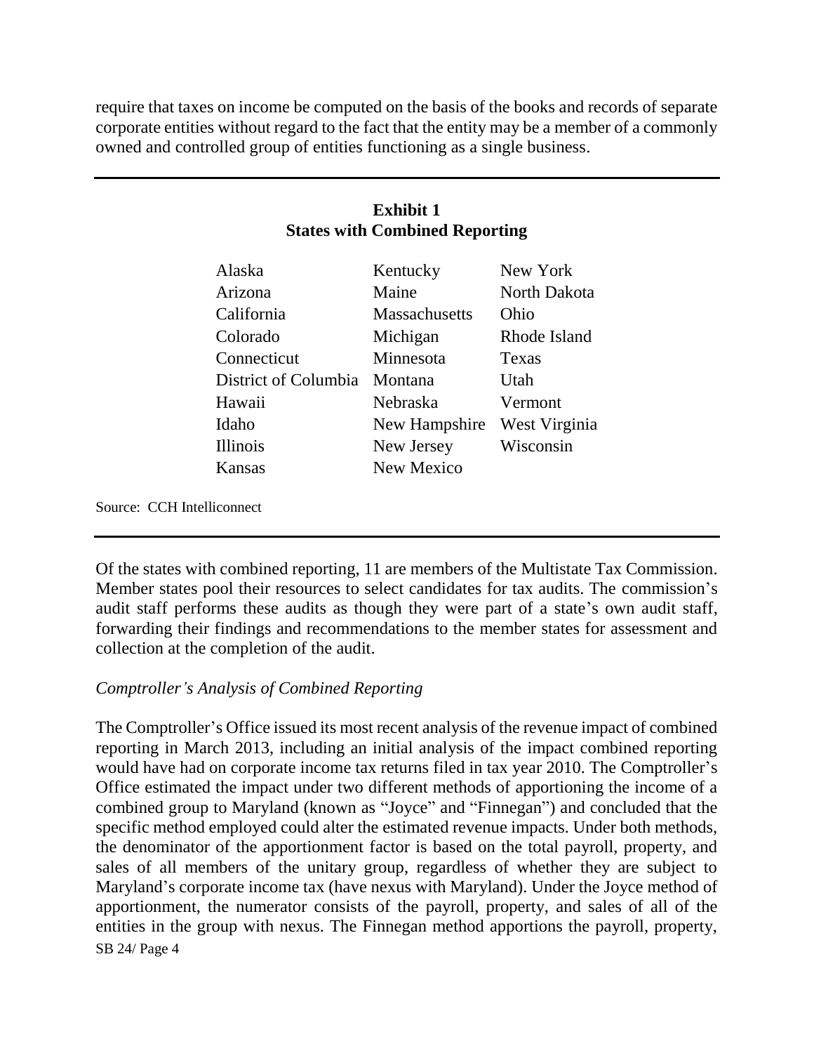require that taxes on income be computed on the basis of the books and records of separate corporate entities without regard to the fact that the entity may be a member of a commonly owned and controlled group of entities functioning as a single business.

**Exhibit 1**
**States with Combined Reporting**

| | | |
|---|---|---|
| Alaska | Kentucky | New York |
| Arizona | Maine | North Dakota |
| California | Massachusetts | Ohio |
| Colorado | Michigan | Rhode Island |
| Connecticut | Minnesota | Texas |
| District of Columbia | Montana | Utah |
| Hawaii | Nebraska | Vermont |
| Idaho | New Hampshire | West Virginia |
| Illinois | New Jersey | Wisconsin |
| Kansas | New Mexico | |

Source: CCH Intelliconnect

Of the states with combined reporting, 11 are members of the Multistate Tax Commission. Member states pool their resources to select candidates for tax audits. The commission's audit staff performs these audits as though they were part of a state's own audit staff, forwarding their findings and recommendations to the member states for assessment and collection at the completion of the audit.

*Comptroller's Analysis of Combined Reporting*

The Comptroller's Office issued its most recent analysis of the revenue impact of combined reporting in March 2013, including an initial analysis of the impact combined reporting would have had on corporate income tax returns filed in tax year 2010. The Comptroller's Office estimated the impact under two different methods of apportioning the income of a combined group to Maryland (known as "Joyce" and "Finnegan") and concluded that the specific method employed could alter the estimated revenue impacts. Under both methods, the denominator of the apportionment factor is based on the total payroll, property, and sales of all members of the unitary group, regardless of whether they are subject to Maryland's corporate income tax (have nexus with Maryland). Under the Joyce method of apportionment, the numerator consists of the payroll, property, and sales of all of the entities in the group with nexus. The Finnegan method apportions the payroll, property,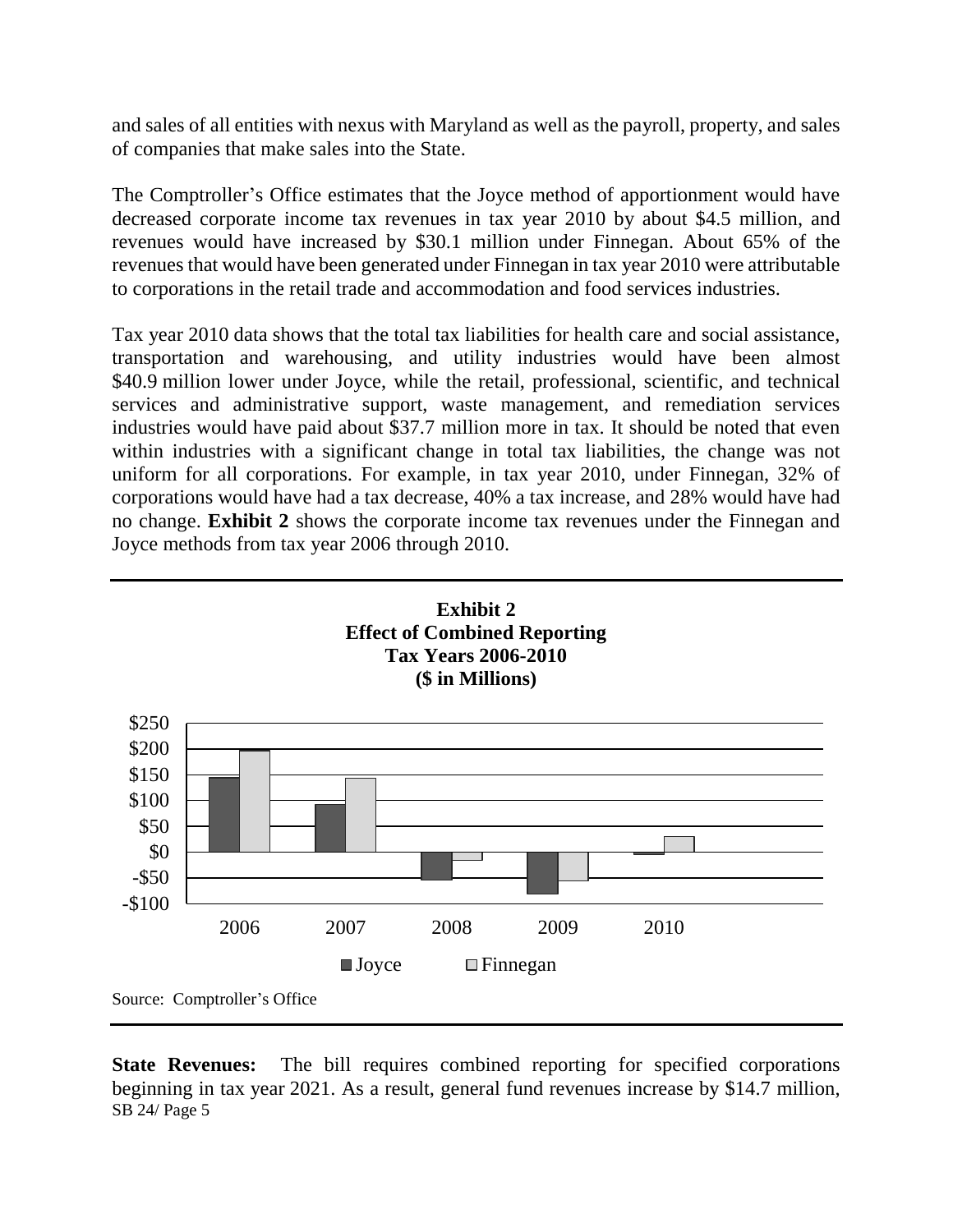and sales of all entities with nexus with Maryland as well as the payroll, property, and sales of companies that make sales into the State.

The Comptroller's Office estimates that the Joyce method of apportionment would have decreased corporate income tax revenues in tax year 2010 by about $4.5 million, and revenues would have increased by $30.1 million under Finnegan. About 65% of the revenues that would have been generated under Finnegan in tax year 2010 were attributable to corporations in the retail trade and accommodation and food services industries.

Tax year 2010 data shows that the total tax liabilities for health care and social assistance, transportation and warehousing, and utility industries would have been almost $40.9 million lower under Joyce, while the retail, professional, scientific, and technical services and administrative support, waste management, and remediation services industries would have paid about $37.7 million more in tax. It should be noted that even within industries with a significant change in total tax liabilities, the change was not uniform for all corporations. For example, in tax year 2010, under Finnegan, 32% of corporations would have had a tax decrease, 40% a tax increase, and 28% would have had no change. **Exhibit 2** shows the corporate income tax revenues under the Finnegan and Joyce methods from tax year 2006 through 2010.

**Exhibit 2**
**Effect of Combined Reporting**
**Tax Years 2006-2010**
**($ in Millions)**

Source: Comptroller's Office

**State Revenues:** The bill requires combined reporting for specified corporations beginning in tax year 2021. As a result, general fund revenues increase by $14.7 million,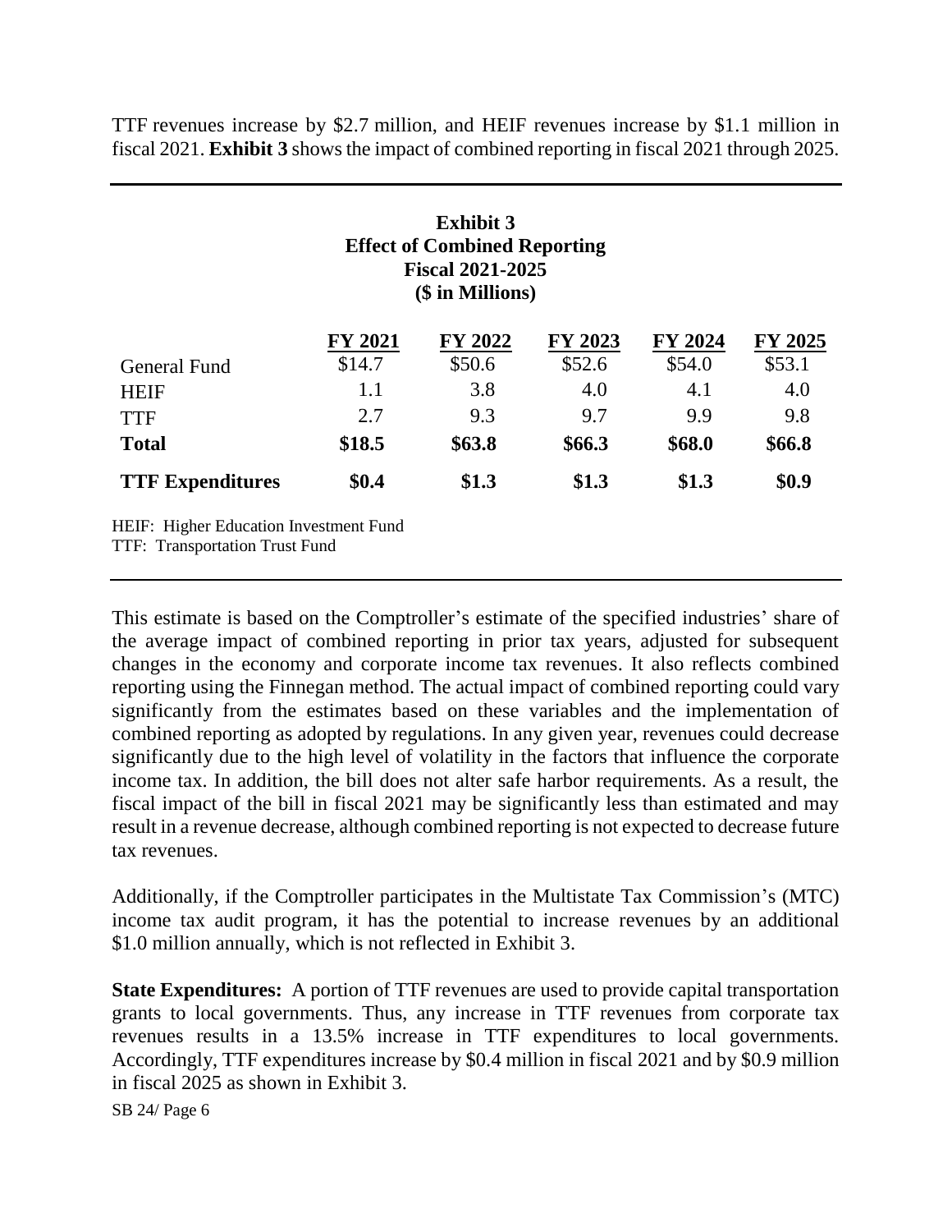TTF revenues increase by $2.7 million, and HEIF revenues increase by $1.1 million in fiscal 2021. **Exhibit 3** shows the impact of combined reporting in fiscal 2021 through 2025.

**Exhibit 3**
**Effect of Combined Reporting**
**Fiscal 2021-2025**
**($ in Millions)**

| | FY 2021 | FY 2022 | FY 2023 | FY 2024 | FY 2025 |
|---|---|---|---|---|---|
| General Fund | $14.7 | $50.6 | $52.6 | $54.0 | $53.1 |
| HEIF | 1.1 | 3.8 | 4.0 | 4.1 | 4.0 |
| TTF | 2.7 | 9.3 | 9.7 | 9.9 | 9.8 |
| **Total** | **$18.5** | **$63.8** | **$66.3** | **$68.0** | **$66.8** |
| **TTF Expenditures** | **$0.4** | **$1.3** | **$1.3** | **$1.3** | **$0.9** |

HEIF: Higher Education Investment Fund
TTF: Transportation Trust Fund

This estimate is based on the Comptroller's estimate of the specified industries' share of the average impact of combined reporting in prior tax years, adjusted for subsequent changes in the economy and corporate income tax revenues. It also reflects combined reporting using the Finnegan method. The actual impact of combined reporting could vary significantly from the estimates based on these variables and the implementation of combined reporting as adopted by regulations. In any given year, revenues could decrease significantly due to the high level of volatility in the factors that influence the corporate income tax. In addition, the bill does not alter safe harbor requirements. As a result, the fiscal impact of the bill in fiscal 2021 may be significantly less than estimated and may result in a revenue decrease, although combined reporting is not expected to decrease future tax revenues.

Additionally, if the Comptroller participates in the Multistate Tax Commission's (MTC) income tax audit program, it has the potential to increase revenues by an additional $1.0 million annually, which is not reflected in Exhibit 3.

**State Expenditures:** A portion of TTF revenues are used to provide capital transportation grants to local governments. Thus, any increase in TTF revenues from corporate tax revenues results in a 13.5% increase in TTF expenditures to local governments. Accordingly, TTF expenditures increase by $0.4 million in fiscal 2021 and by $0.9 million in fiscal 2025 as shown in Exhibit 3.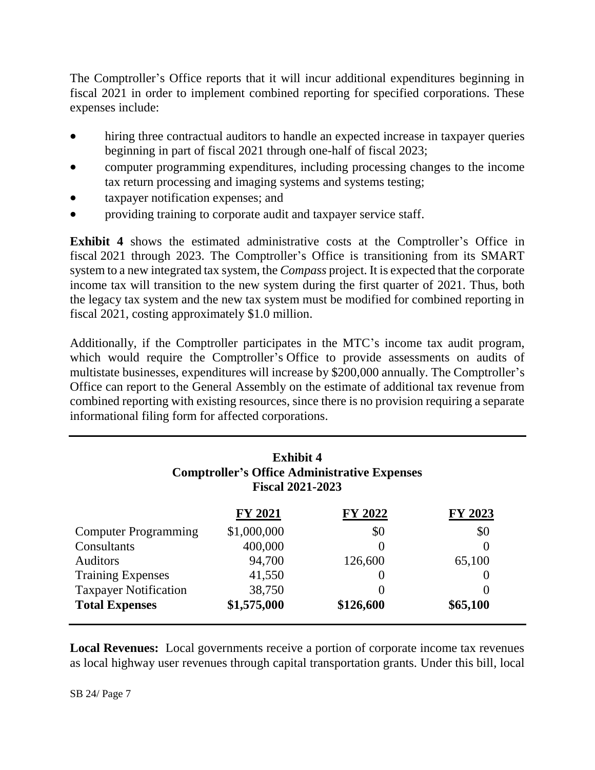The Comptroller's Office reports that it will incur additional expenditures beginning in fiscal 2021 in order to implement combined reporting for specified corporations. These expenses include:

- hiring three contractual auditors to handle an expected increase in taxpayer queries beginning in part of fiscal 2021 through one-half of fiscal 2023;
- computer programming expenditures, including processing changes to the income tax return processing and imaging systems and systems testing;
- taxpayer notification expenses; and
- providing training to corporate audit and taxpayer service staff.

**Exhibit 4** shows the estimated administrative costs at the Comptroller's Office in fiscal 2021 through 2023. The Comptroller's Office is transitioning from its SMART system to a new integrated tax system, the *Compass* project. It is expected that the corporate income tax will transition to the new system during the first quarter of 2021. Thus, both the legacy tax system and the new tax system must be modified for combined reporting in fiscal 2021, costing approximately $1.0 million.

Additionally, if the Comptroller participates in the MTC's income tax audit program, which would require the Comptroller's Office to provide assessments on audits of multistate businesses, expenditures will increase by $200,000 annually. The Comptroller's Office can report to the General Assembly on the estimate of additional tax revenue from combined reporting with existing resources, since there is no provision requiring a separate informational filing form for affected corporations.

**Exhibit 4**
**Comptroller's Office Administrative Expenses**
**Fiscal 2021-2023**

| | FY 2021 | FY 2022 | FY 2023 |
|---|---|---|---|
| Computer Programming | $1,000,000 | $0 | $0 |
| Consultants | 400,000 | 0 | 0 |
| Auditors | 94,700 | 126,600 | 65,100 |
| Training Expenses | 41,550 | 0 | 0 |
| Taxpayer Notification | 38,750 | 0 | 0 |
| **Total Expenses** | **$1,575,000** | **$126,600** | **$65,100** |

**Local Revenues:** Local governments receive a portion of corporate income tax revenues as local highway user revenues through capital transportation grants. Under this bill, local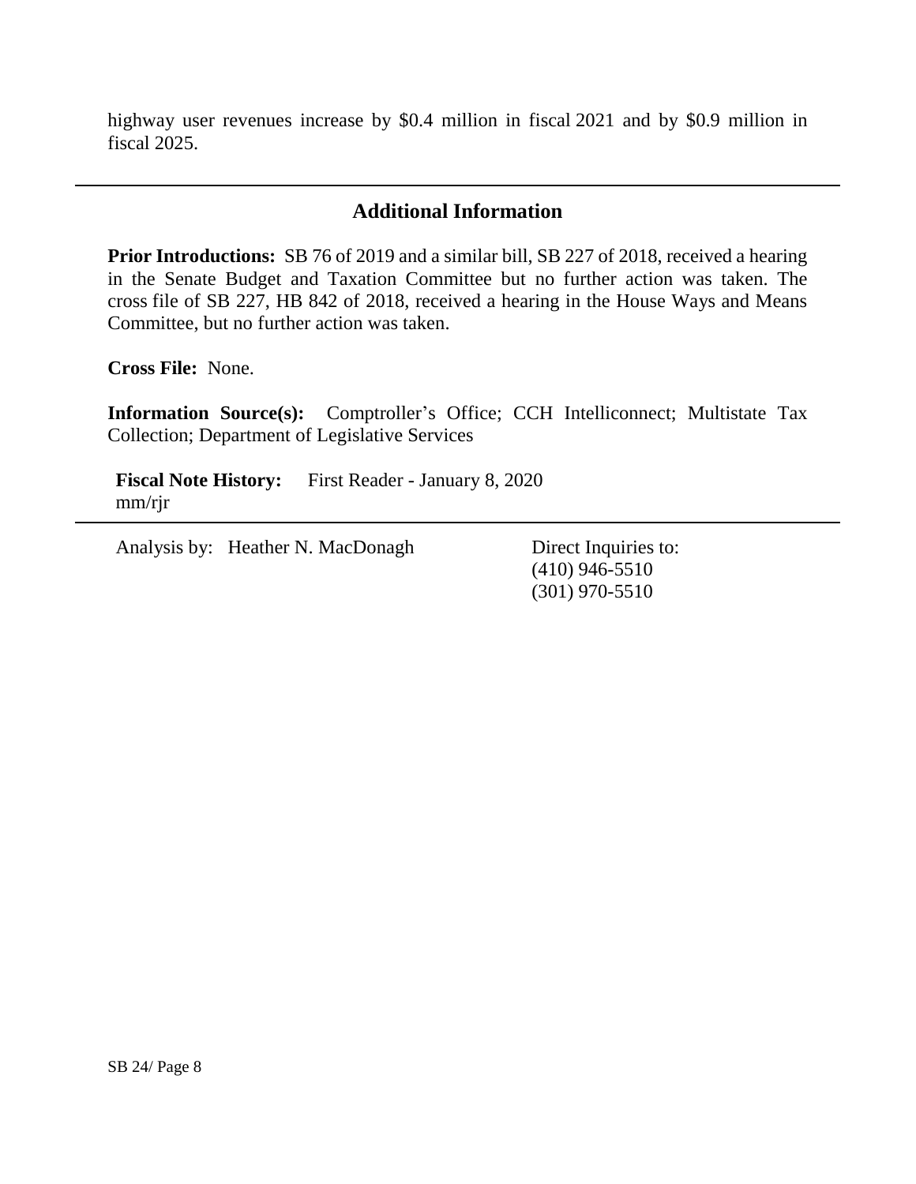highway user revenues increase by $0.4 million in fiscal 2021 and by $0.9 million in fiscal 2025.

---

## Additional Information

**Prior Introductions:** SB 76 of 2019 and a similar bill, SB 227 of 2018, received a hearing in the Senate Budget and Taxation Committee but no further action was taken. The cross file of SB 227, HB 842 of 2018, received a hearing in the House Ways and Means Committee, but no further action was taken.

**Cross File:** None.

**Information Source(s):** Comptroller's Office; CCH Intelliconnect; Multistate Tax Collection; Department of Legislative Services

**Fiscal Note History:** First Reader - January 8, 2020
mm/rjr

---

Analysis by: Heather N. MacDonagh

Direct Inquiries to:
(410) 946-5510
(301) 970-5510